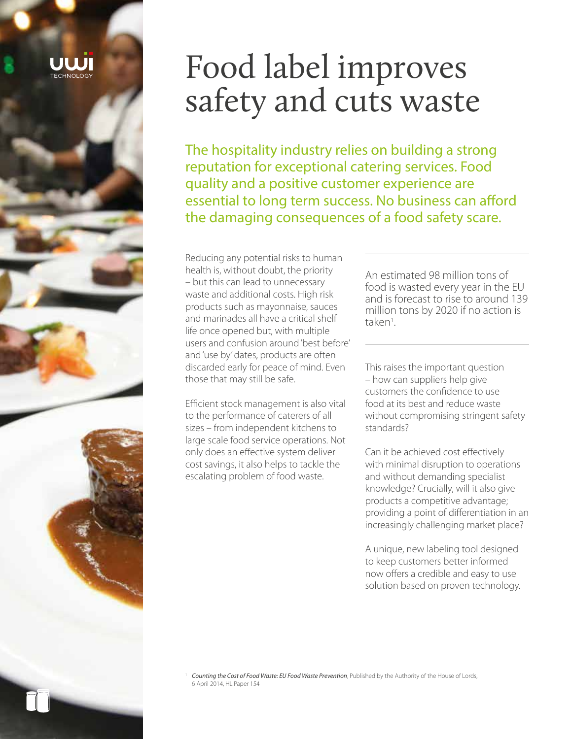# Food label improves safety and cuts waste

The hospitality industry relies on building a strong reputation for exceptional catering services. Food quality and a positive customer experience are essential to long term success. No business can afford the damaging consequences of a food safety scare.

Reducing any potential risks to human health is, without doubt, the priority – but this can lead to unnecessary waste and additional costs. High risk products such as mayonnaise, sauces and marinades all have a critical shelf life once opened but, with multiple users and confusion around 'best before' and 'use by' dates, products are often discarded early for peace of mind. Even those that may still be safe.

Efficient stock management is also vital to the performance of caterers of all sizes – from independent kitchens to large scale food service operations. Not only does an effective system deliver cost savings, it also helps to tackle the escalating problem of food waste.

An estimated 98 million tons of food is wasted every year in the EU and is forecast to rise to around 139 million tons by 2020 if no action is taken[1].

This raises the important question – how can suppliers help give customers the confidence to use food at its best and reduce waste without compromising stringent safety standards?

Can it be achieved cost effectively with minimal disruption to operations and without demanding specialist knowledge? Crucially, will it also give products a competitive advantage; providing a point of differentiation in an increasingly challenging market place?

A unique, new labeling tool designed to keep customers better informed now offers a credible and easy to use solution based on proven technology.

[1] *Counting the Cost of Food Waste: EU Food Waste Prevention*, Published by the Authority of the House of Lords, 6 April 2014, HL Paper 154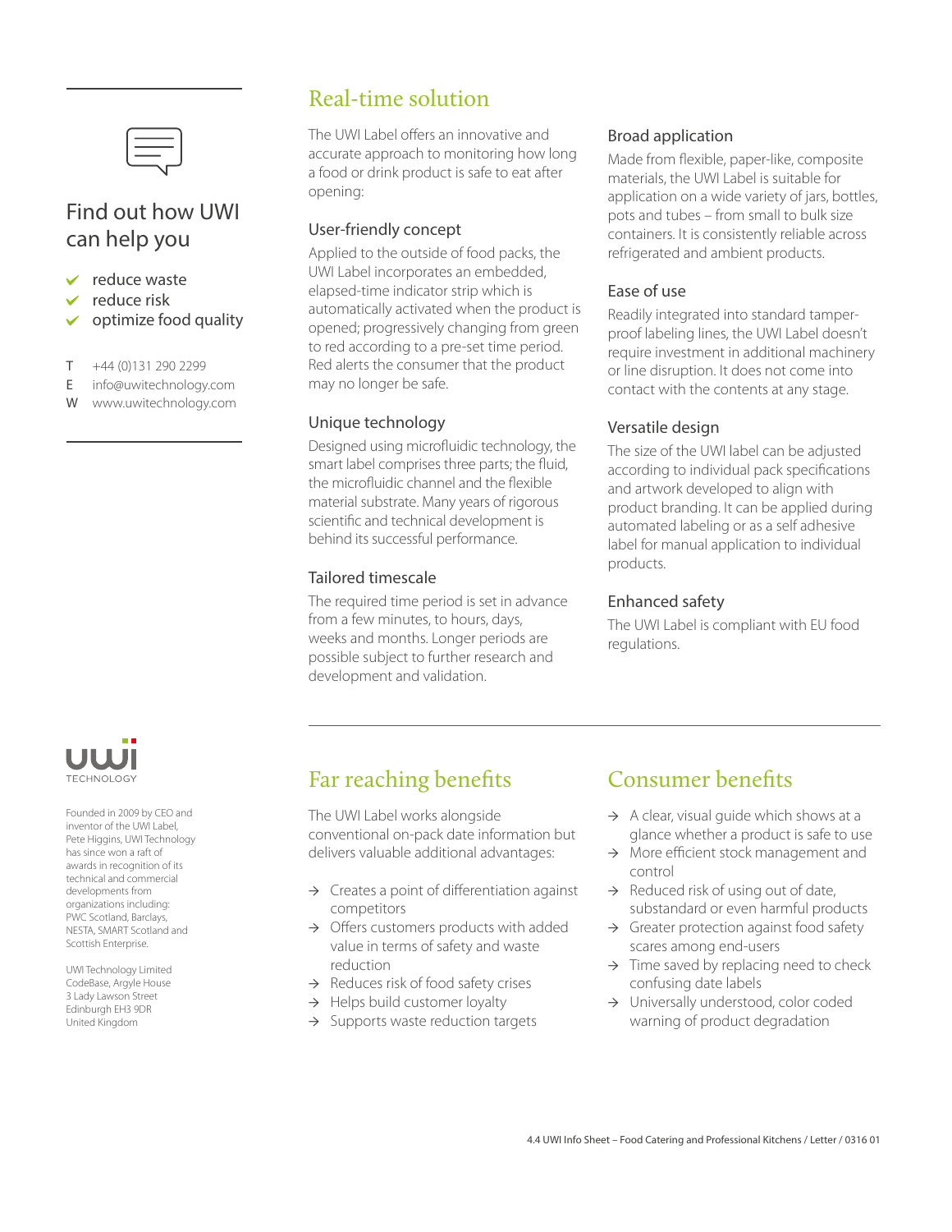## Find out how UWI can help you

- ✓ reduce waste
- ✓ reduce risk
- ✓ optimize food quality

T +44 (0)131 290 2299
E info@uwitechnology.com
W www.uwitechnology.com

# Real-time solution

The UWI Label offers an innovative and accurate approach to monitoring how long a food or drink product is safe to eat after opening:

### User-friendly concept

Applied to the outside of food packs, the UWI Label incorporates an embedded, elapsed-time indicator strip which is automatically activated when the product is opened; progressively changing from green to red according to a pre-set time period. Red alerts the consumer that the product may no longer be safe.

### Unique technology

Designed using microfluidic technology, the smart label comprises three parts; the fluid, the microfluidic channel and the flexible material substrate. Many years of rigorous scientific and technical development is behind its successful performance.

### Tailored timescale

The required time period is set in advance from a few minutes, to hours, days, weeks and months. Longer periods are possible subject to further research and development and validation.

### Broad application

Made from flexible, paper-like, composite materials, the UWI Label is suitable for application on a wide variety of jars, bottles, pots and tubes – from small to bulk size containers. It is consistently reliable across refrigerated and ambient products.

### Ease of use

Readily integrated into standard tamper-proof labeling lines, the UWI Label doesn't require investment in additional machinery or line disruption. It does not come into contact with the contents at any stage.

### Versatile design

The size of the UWI label can be adjusted according to individual pack specifications and artwork developed to align with product branding. It can be applied during automated labeling or as a self adhesive label for manual application to individual products.

### Enhanced safety

The UWI Label is compliant with EU food regulations.

UWI TECHNOLOGY

Founded in 2009 by CEO and inventor of the UWI Label, Pete Higgins, UWI Technology has since won a raft of awards in recognition of its technical and commercial developments from organizations including: PWC Scotland, Barclays, NESTA, SMART Scotland and Scottish Enterprise.

UWI Technology Limited
CodeBase, Argyle House
3 Lady Lawson Street
Edinburgh EH3 9DR
United Kingdom

# Far reaching benefits

The UWI Label works alongside conventional on-pack date information but delivers valuable additional advantages:

- → Creates a point of differentiation against competitors
- → Offers customers products with added value in terms of safety and waste reduction
- → Reduces risk of food safety crises
- → Helps build customer loyalty
- → Supports waste reduction targets

# Consumer benefits

- → A clear, visual guide which shows at a glance whether a product is safe to use
- → More efficient stock management and control
- → Reduced risk of using out of date, substandard or even harmful products
- → Greater protection against food safety scares among end-users
- → Time saved by replacing need to check confusing date labels
- → Universally understood, color coded warning of product degradation

4.4 UWI Info Sheet – Food Catering and Professional Kitchens / Letter / 0316 01